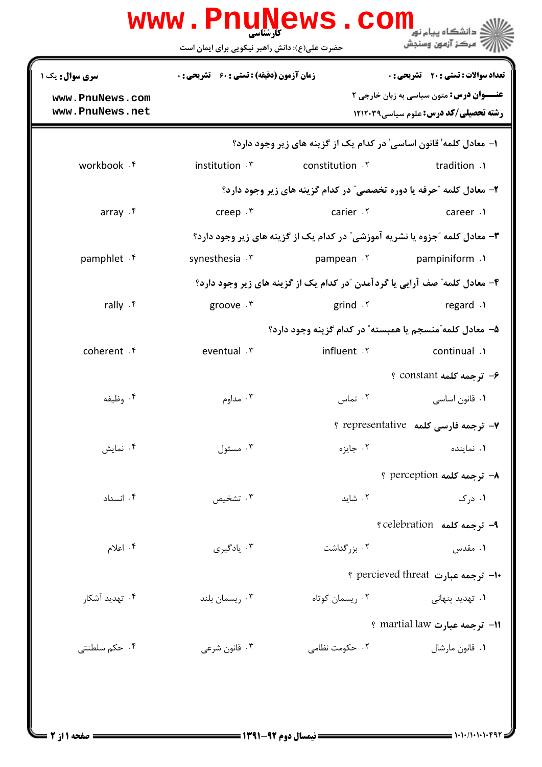کارشناسی

حضرت علی(ع): دانش راهبر نیکویی برای ایمان است

دانشگاه پیام نور
مرکز آزمون وسنجش

**سری سوال:** یک ۱

**زمان آزمون (دقیقه) : تستی : ۶۰ تشریحی : ۰**

**تعداد سوالات : تستی : ۲۰ تشریحی : ۰**

**عنـــوان درس:** متون سیاسی به زبان خارجی ۲

**رشته تحصیلی/کد درس:** علوم سیاسی۱۲۱۲۰۳۹

۱- معادل کلمه' قانون اساسی' در کدام یک از گزینه های زیر وجود دارد؟

۱. tradition
۲. constitution
۳. institution
۴. workbook

۲- معادل کلمه "حرفه یا دوره تخصصی" در کدام گزینه های زیر وجود دارد؟

۱. career
۲. carier
۳. creep
۴. array

۳- معادل کلمه "جزوه یا نشریه آموزشی" در کدام یک از گزینه های زیر وجود دارد؟

۱. pampiniform
۲. pampean
۳. synesthesia
۴. pamphlet

۴- معادل کلمه" صف آرایی یا گردآمدن "در کدام یک از گزینه های زیر وجود دارد؟

۱. regard
۲. grind
۳. groove
۴. rally

۵- معادل کلمه"منسجم یا همبسته" در کدام گزینه وجود دارد؟

۱. continual
۲. influent
۳. eventual
۴. coherent

۶- ترجمه کلمه constant ؟

۱. قانون اساسی
۲. تماس
۳. مداوم
۴. وظیفه

۷- ترجمه فارسی کلمه representative ؟

۱. نماینده
۲. جایزه
۳. مسئول
۴. نمایش

۸- ترجمه کلمه perception ؟

۱. درک
۲. شاید
۳. تشخیص
۴. انسداد

۹- ترجمه کلمه celebration ؟

۱. مقدس
۲. بزرگداشت
۳. یادگیری
۴. اعلام

۱۰- ترجمه عبارت percieved threat ؟

۱. تهدید پنهانی
۲. ریسمان کوتاه
۳. ریسمان بلند
۴. تهدید آشکار

۱۱- ترجمه عبارت martial law ؟

۱. قانون مارشال
۲. حکومت نظامی
۳. قانون شرعی
۴. حکم سلطنتی

نیمسال دوم ۹۲-۱۳۹۱

۱۰۱۰/۱۰۱۰۱۰۴۹۲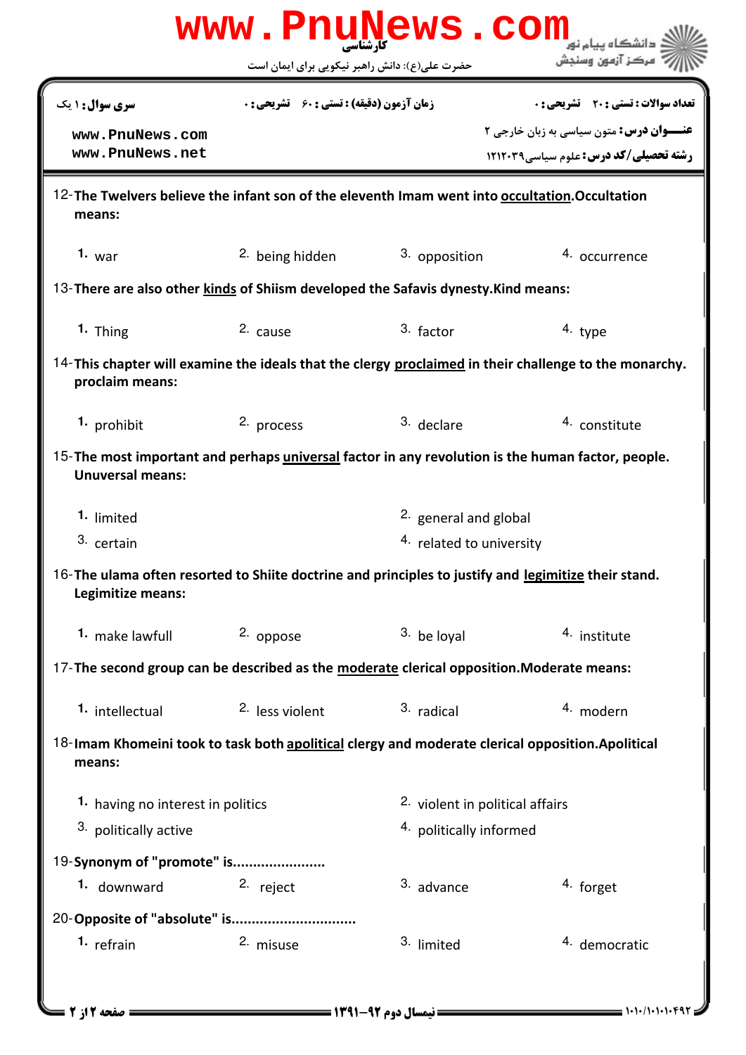کارشناسی

حضرت علی(ع): دانش راهبر نیکویی برای ایمان است

**سری سوال:** ۱ یک | **زمان آزمون (دقیقه) : تستی :** ۶۰ **تشریحی :** ۰ | **تعداد سوالات : تستی :** ۲۰ **تشریحی :** ۰

**عنـــوان درس:** متون سیاسی به زبان خارجی ۲

**رشته تحصیلی/کد درس:** علوم سیاسی۱۲۱۲۰۳۹

12-**The Twelvers believe the infant son of the eleventh Imam went into <u>occultation</u>.Occultation means:**

1. war
2. being hidden
3. opposition
4. occurrence

13-**There are also other <u>kinds</u> of Shiism developed the Safavis dynesty.Kind means:**

1. Thing
2. cause
3. factor
4. type

14-**This chapter will examine the ideals that the clergy <u>proclaimed</u> in their challenge to the monarchy. proclaim means:**

1. prohibit
2. process
3. declare
4. constitute

15-**The most important and perhaps <u>universal</u> factor in any revolution is the human factor, people. Unuversal means:**

1. limited
2. general and global
3. certain
4. related to university

16-**The ulama often resorted to Shiite doctrine and principles to justify and <u>legimitize</u> their stand. Legimitize means:**

1. make lawfull
2. oppose
3. be loyal
4. institute

17-**The second group can be described as the <u>moderate</u> clerical opposition.Moderate means:**

1. intellectual
2. less violent
3. radical
4. modern

18-**Imam Khomeini took to task both <u>apolitical</u> clergy and moderate clerical opposition.Apolitical means:**

1. having no interest in politics
2. violent in political affairs
3. politically active
4. politically informed

19-**Synonym of "promote" is.......................**

1. downward
2. reject
3. advance
4. forget

20-**Opposite of "absolute" is..............................**

1. refrain
2. misuse
3. limited
4. democratic

نیمسال دوم ۹۲-۱۳۹۱

۱۰۱۰/۱۰۱۰۱۰۴۹۲